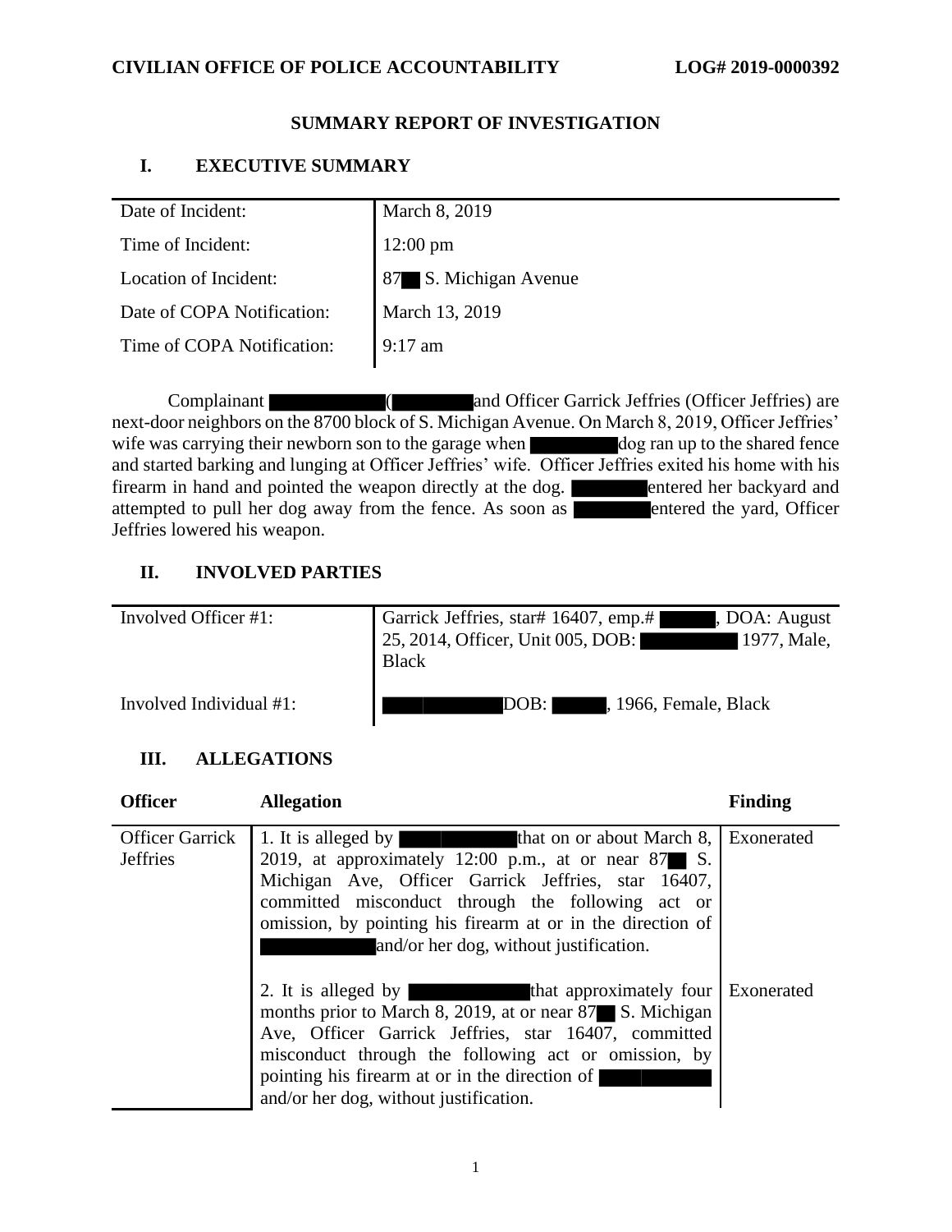**CIVILIAN OFFICE OF POLICE ACCOUNTABILITY** **LOG# 2019-0000392**

## SUMMARY REPORT OF INVESTIGATION

## I. EXECUTIVE SUMMARY

| | |
|---|---|
| Date of Incident: | March 8, 2019 |
| Time of Incident: | 12:00 pm |
| Location of Incident: | 87██ S. Michigan Avenue |
| Date of COPA Notification: | March 13, 2019 |
| Time of COPA Notification: | 9:17 am |

Complainant ██████ (██████ and Officer Garrick Jeffries (Officer Jeffries) are next-door neighbors on the 8700 block of S. Michigan Avenue. On March 8, 2019, Officer Jeffries' wife was carrying their newborn son to the garage when ██████ dog ran up to the shared fence and started barking and lunging at Officer Jeffries' wife. Officer Jeffries exited his home with his firearm in hand and pointed the weapon directly at the dog. ██████ entered her backyard and attempted to pull her dog away from the fence. As soon as ██████ entered the yard, Officer Jeffries lowered his weapon.

## II. INVOLVED PARTIES

| | |
|---|---|
| Involved Officer #1: | Garrick Jeffries, star# 16407, emp.# ██████, DOA: August 25, 2014, Officer, Unit 005, DOB: ██████ 1977, Male, Black |
| Involved Individual #1: | ██████ DOB: ██████, 1966, Female, Black |

## III. ALLEGATIONS

| Officer | Allegation | Finding |
|---|---|---|
| Officer Garrick Jeffries | 1. It is alleged by ██████ that on or about March 8, 2019, at approximately 12:00 p.m., at or near 87██ S. Michigan Ave, Officer Garrick Jeffries, star 16407, committed misconduct through the following act or omission, by pointing his firearm at or in the direction of ██████ and/or her dog, without justification. | Exonerated |
| | 2. It is alleged by ██████ that approximately four months prior to March 8, 2019, at or near 87██ S. Michigan Ave, Officer Garrick Jeffries, star 16407, committed misconduct through the following act or omission, by pointing his firearm at or in the direction of ██████ and/or her dog, without justification. | Exonerated |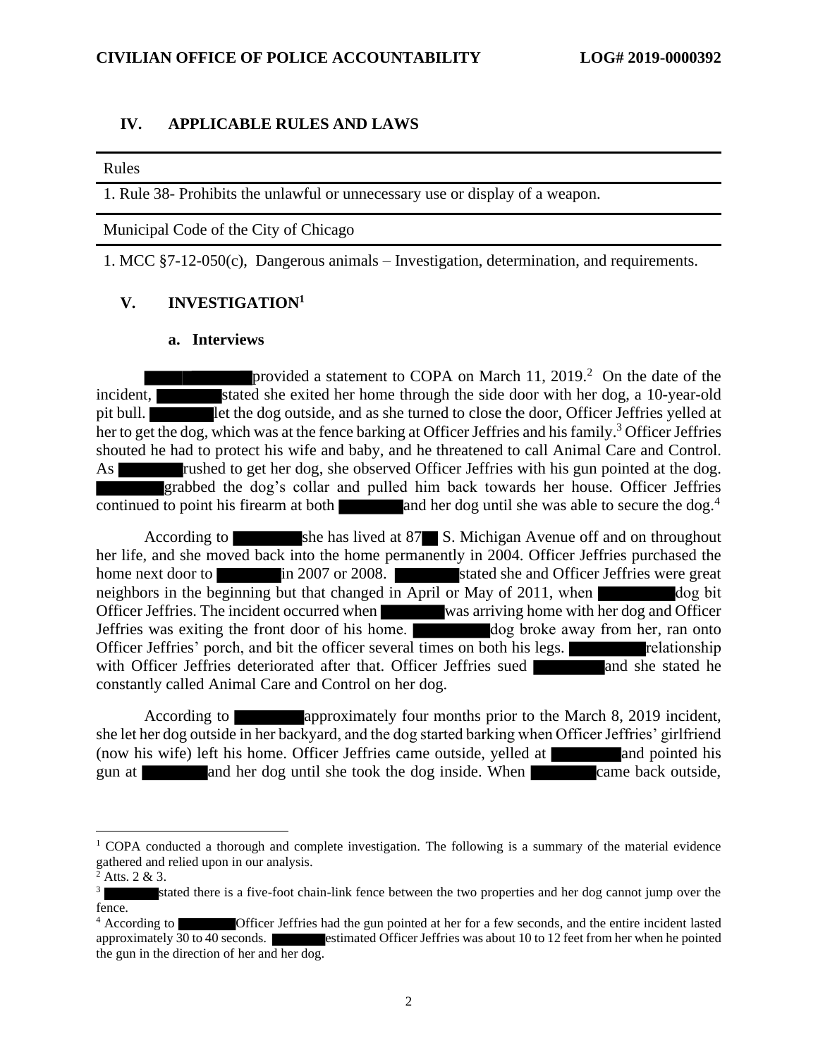## IV. APPLICABLE RULES AND LAWS

| Rules |
|---|
| 1. Rule 38- Prohibits the unlawful or unnecessary use or display of a weapon. |
| **Municipal Code of the City of Chicago** |
| 1. MCC §7-12-050(c), Dangerous animals – Investigation, determination, and requirements. |

## V. INVESTIGATION[1]

### a. Interviews

██████ provided a statement to COPA on March 11, 2019.[2] On the date of the incident, ██████ stated she exited her home through the side door with her dog, a 10-year-old pit bull. ██████ let the dog outside, and as she turned to close the door, Officer Jeffries yelled at her to get the dog, which was at the fence barking at Officer Jeffries and his family.[3] Officer Jeffries shouted he had to protect his wife and baby, and he threatened to call Animal Care and Control. As ██████ rushed to get her dog, she observed Officer Jeffries with his gun pointed at the dog. ██████ grabbed the dog's collar and pulled him back towards her house. Officer Jeffries continued to point his firearm at both ██████ and her dog until she was able to secure the dog.[4]

According to ██████ she has lived at 87██ S. Michigan Avenue off and on throughout her life, and she moved back into the home permanently in 2004. Officer Jeffries purchased the home next door to ██████ in 2007 or 2008. ██████ stated she and Officer Jeffries were great neighbors in the beginning but that changed in April or May of 2011, when ██████ dog bit Officer Jeffries. The incident occurred when ██████ was arriving home with her dog and Officer Jeffries was exiting the front door of his home. ██████ dog broke away from her, ran onto Officer Jeffries' porch, and bit the officer several times on both his legs. ██████ relationship with Officer Jeffries deteriorated after that. Officer Jeffries sued ██████ and she stated he constantly called Animal Care and Control on her dog.

According to ██████ approximately four months prior to the March 8, 2019 incident, she let her dog outside in her backyard, and the dog started barking when Officer Jeffries' girlfriend (now his wife) left his home. Officer Jeffries came outside, yelled at ██████ and pointed his gun at ██████ and her dog until she took the dog inside. When ██████ came back outside,

---

[1] COPA conducted a thorough and complete investigation. The following is a summary of the material evidence gathered and relied upon in our analysis.

[2] Atts. 2 & 3.

[3] ██████ stated there is a five-foot chain-link fence between the two properties and her dog cannot jump over the fence.

[4] According to ██████ Officer Jeffries had the gun pointed at her for a few seconds, and the entire incident lasted approximately 30 to 40 seconds. ██████ estimated Officer Jeffries was about 10 to 12 feet from her when he pointed the gun in the direction of her and her dog.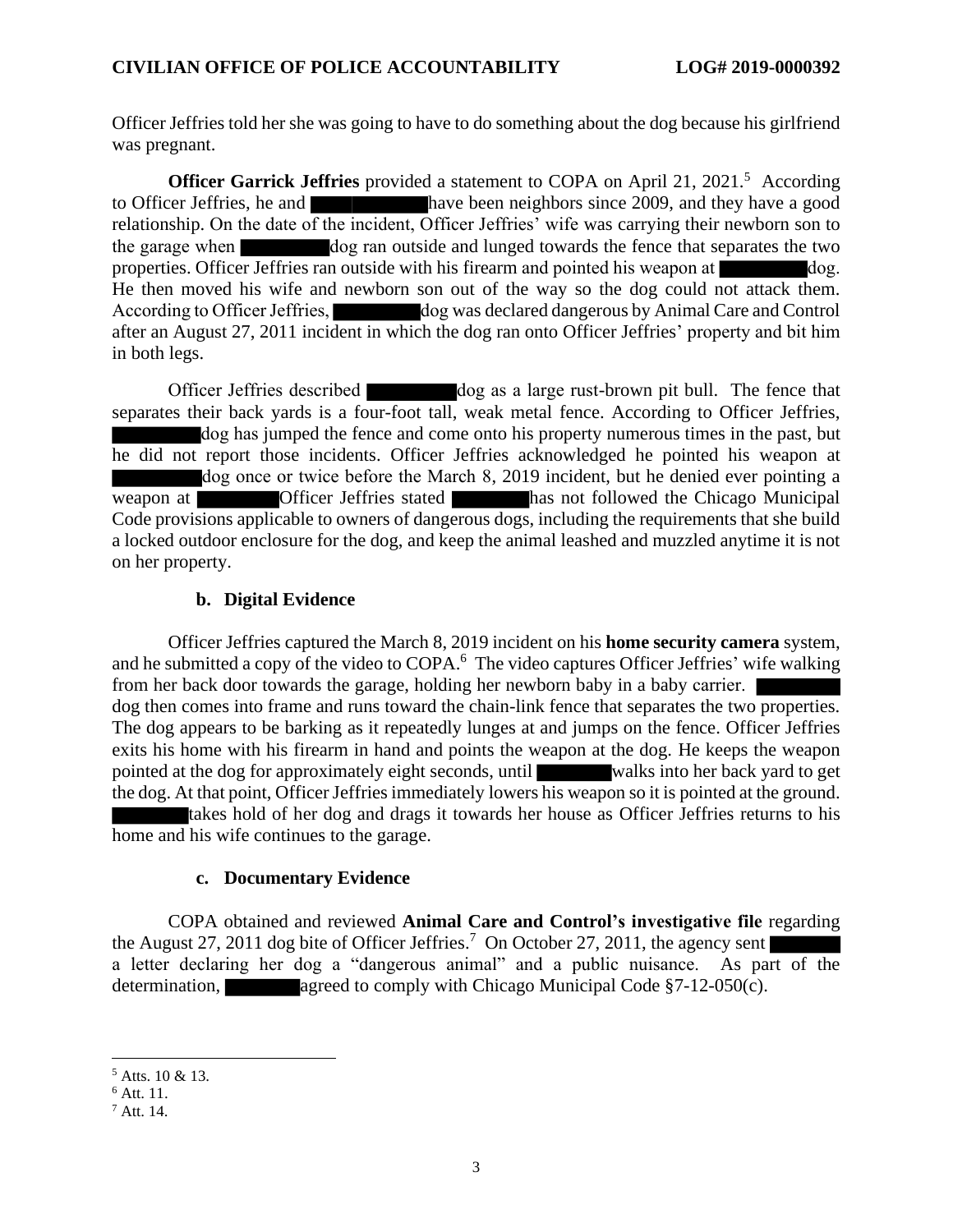Officer Jeffries told her she was going to have to do something about the dog because his girlfriend was pregnant.

**Officer Garrick Jeffries** provided a statement to COPA on April 21, 2021.[5] According to Officer Jeffries, he and ██████ have been neighbors since 2009, and they have a good relationship. On the date of the incident, Officer Jeffries' wife was carrying their newborn son to the garage when ██████ dog ran outside and lunged towards the fence that separates the two properties. Officer Jeffries ran outside with his firearm and pointed his weapon at ██████ dog. He then moved his wife and newborn son out of the way so the dog could not attack them. According to Officer Jeffries, ██████ dog was declared dangerous by Animal Care and Control after an August 27, 2011 incident in which the dog ran onto Officer Jeffries' property and bit him in both legs.

Officer Jeffries described ██████ dog as a large rust-brown pit bull. The fence that separates their back yards is a four-foot tall, weak metal fence. According to Officer Jeffries, ██████ dog has jumped the fence and come onto his property numerous times in the past, but he did not report those incidents. Officer Jeffries acknowledged he pointed his weapon at ██████ dog once or twice before the March 8, 2019 incident, but he denied ever pointing a weapon at ██████ Officer Jeffries stated ██████ has not followed the Chicago Municipal Code provisions applicable to owners of dangerous dogs, including the requirements that she build a locked outdoor enclosure for the dog, and keep the animal leashed and muzzled anytime it is not on her property.

### b. Digital Evidence

Officer Jeffries captured the March 8, 2019 incident on his **home security camera** system, and he submitted a copy of the video to COPA.[6] The video captures Officer Jeffries' wife walking from her back door towards the garage, holding her newborn baby in a baby carrier. ██████ dog then comes into frame and runs toward the chain-link fence that separates the two properties. The dog appears to be barking as it repeatedly lunges at and jumps on the fence. Officer Jeffries exits his home with his firearm in hand and points the weapon at the dog. He keeps the weapon pointed at the dog for approximately eight seconds, until ██████ walks into her back yard to get the dog. At that point, Officer Jeffries immediately lowers his weapon so it is pointed at the ground. ██████ takes hold of her dog and drags it towards her house as Officer Jeffries returns to his home and his wife continues to the garage.

### c. Documentary Evidence

COPA obtained and reviewed **Animal Care and Control's investigative file** regarding the August 27, 2011 dog bite of Officer Jeffries.[7] On October 27, 2011, the agency sent ██████ a letter declaring her dog a "dangerous animal" and a public nuisance. As part of the determination, ██████ agreed to comply with Chicago Municipal Code §7-12-050(c).

---

[5] Atts. 10 & 13.

[6] Att. 11.

[7] Att. 14.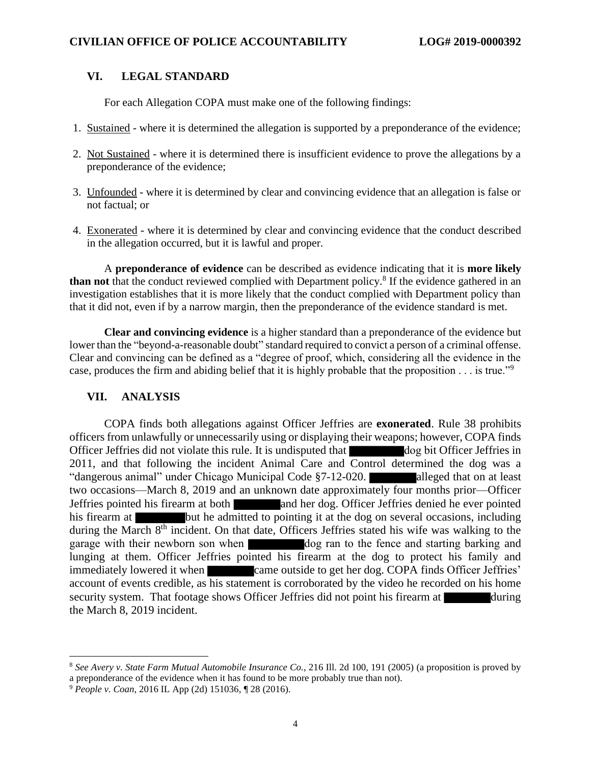## VI. LEGAL STANDARD

For each Allegation COPA must make one of the following findings:

1. Sustained - where it is determined the allegation is supported by a preponderance of the evidence;
2. Not Sustained - where it is determined there is insufficient evidence to prove the allegations by a preponderance of the evidence;
3. Unfounded - where it is determined by clear and convincing evidence that an allegation is false or not factual; or
4. Exonerated - where it is determined by clear and convincing evidence that the conduct described in the allegation occurred, but it is lawful and proper.

A **preponderance of evidence** can be described as evidence indicating that it is **more likely than not** that the conduct reviewed complied with Department policy.[8] If the evidence gathered in an investigation establishes that it is more likely that the conduct complied with Department policy than that it did not, even if by a narrow margin, then the preponderance of the evidence standard is met.

**Clear and convincing evidence** is a higher standard than a preponderance of the evidence but lower than the "beyond-a-reasonable doubt" standard required to convict a person of a criminal offense. Clear and convincing can be defined as a "degree of proof, which, considering all the evidence in the case, produces the firm and abiding belief that it is highly probable that the proposition . . . is true."[9]

## VII. ANALYSIS

COPA finds both allegations against Officer Jeffries are **exonerated**. Rule 38 prohibits officers from unlawfully or unnecessarily using or displaying their weapons; however, COPA finds Officer Jeffries did not violate this rule. It is undisputed that ██████ dog bit Officer Jeffries in 2011, and that following the incident Animal Care and Control determined the dog was a "dangerous animal" under Chicago Municipal Code §7-12-020. ██████ alleged that on at least two occasions—March 8, 2019 and an unknown date approximately four months prior—Officer Jeffries pointed his firearm at both ██████ and her dog. Officer Jeffries denied he ever pointed his firearm at ██████ but he admitted to pointing it at the dog on several occasions, including during the March 8th incident. On that date, Officers Jeffries stated his wife was walking to the garage with their newborn son when ██████ dog ran to the fence and starting barking and lunging at them. Officer Jeffries pointed his firearm at the dog to protect his family and immediately lowered it when ██████ came outside to get her dog. COPA finds Officer Jeffries' account of events credible, as his statement is corroborated by the video he recorded on his home security system. That footage shows Officer Jeffries did not point his firearm at ██████ during the March 8, 2019 incident.

---

[8] *See Avery v. State Farm Mutual Automobile Insurance Co.*, 216 Ill. 2d 100, 191 (2005) (a proposition is proved by a preponderance of the evidence when it has found to be more probably true than not).

[9] *People v. Coan*, 2016 IL App (2d) 151036, ¶ 28 (2016).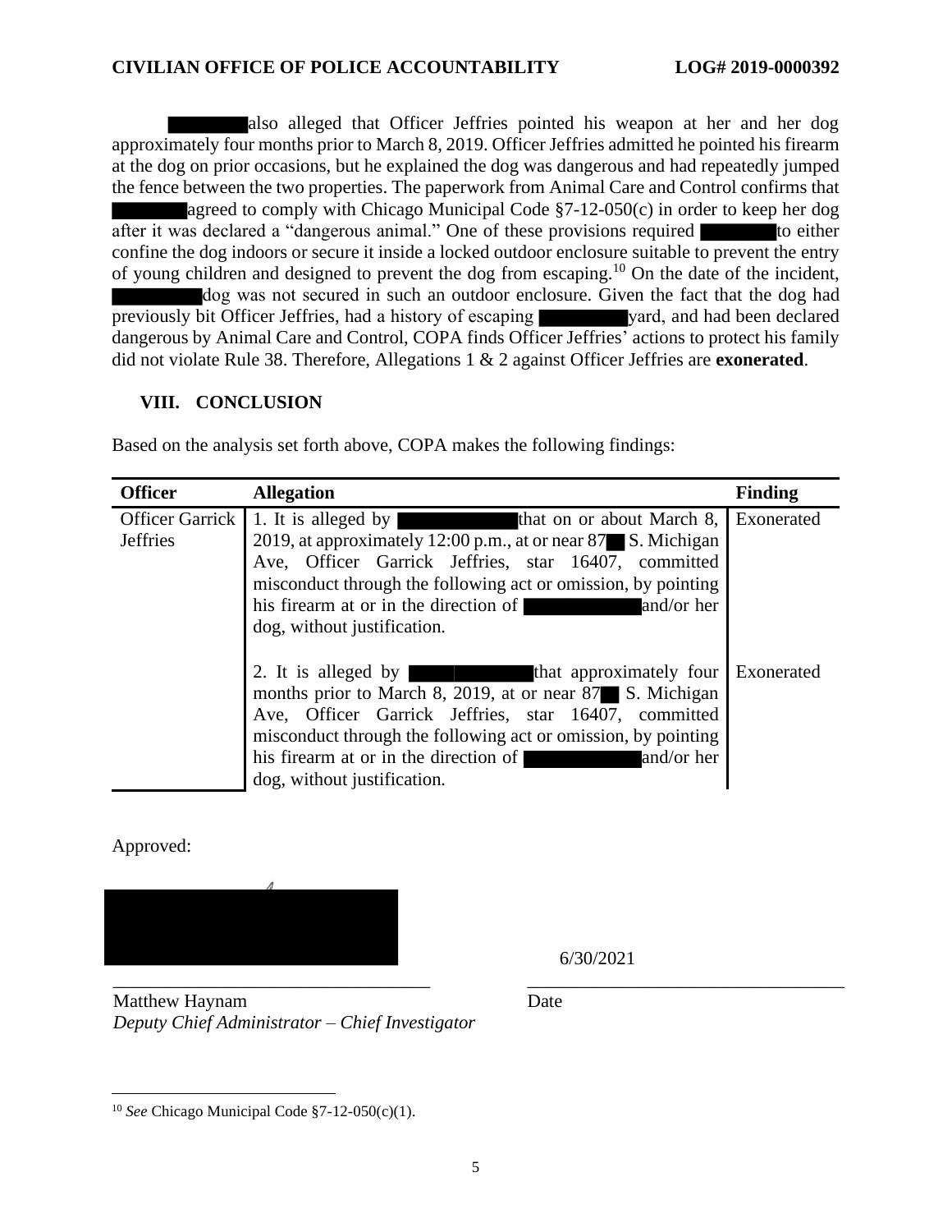[REDACTED] also alleged that Officer Jeffries pointed his weapon at her and her dog approximately four months prior to March 8, 2019. Officer Jeffries admitted he pointed his firearm at the dog on prior occasions, but he explained the dog was dangerous and had repeatedly jumped the fence between the two properties. The paperwork from Animal Care and Control confirms that [REDACTED] agreed to comply with Chicago Municipal Code §7-12-050(c) in order to keep her dog after it was declared a "dangerous animal." One of these provisions required [REDACTED] to either confine the dog indoors or secure it inside a locked outdoor enclosure suitable to prevent the entry of young children and designed to prevent the dog from escaping.[10] On the date of the incident, [REDACTED] dog was not secured in such an outdoor enclosure. Given the fact that the dog had previously bit Officer Jeffries, had a history of escaping [REDACTED] yard, and had been declared dangerous by Animal Care and Control, COPA finds Officer Jeffries' actions to protect his family did not violate Rule 38. Therefore, Allegations 1 & 2 against Officer Jeffries are **exonerated**.

## VIII. CONCLUSION

Based on the analysis set forth above, COPA makes the following findings:

| Officer | Allegation | Finding |
|---|---|---|
| Officer Garrick Jeffries | 1. It is alleged by [REDACTED] that on or about March 8, 2019, at approximately 12:00 p.m., at or near 87[REDACTED] S. Michigan Ave, Officer Garrick Jeffries, star 16407, committed misconduct through the following act or omission, by pointing his firearm at or in the direction of [REDACTED] and/or her dog, without justification. | Exonerated |
| | 2. It is alleged by [REDACTED] that approximately four months prior to March 8, 2019, at or near 87[REDACTED] S. Michigan Ave, Officer Garrick Jeffries, star 16407, committed misconduct through the following act or omission, by pointing his firearm at or in the direction of [REDACTED] and/or her dog, without justification. | Exonerated |

Approved:

[REDACTED]

6/30/2021

Matthew Haynam
*Deputy Chief Administrator – Chief Investigator*

Date

[10] *See* Chicago Municipal Code §7-12-050(c)(1).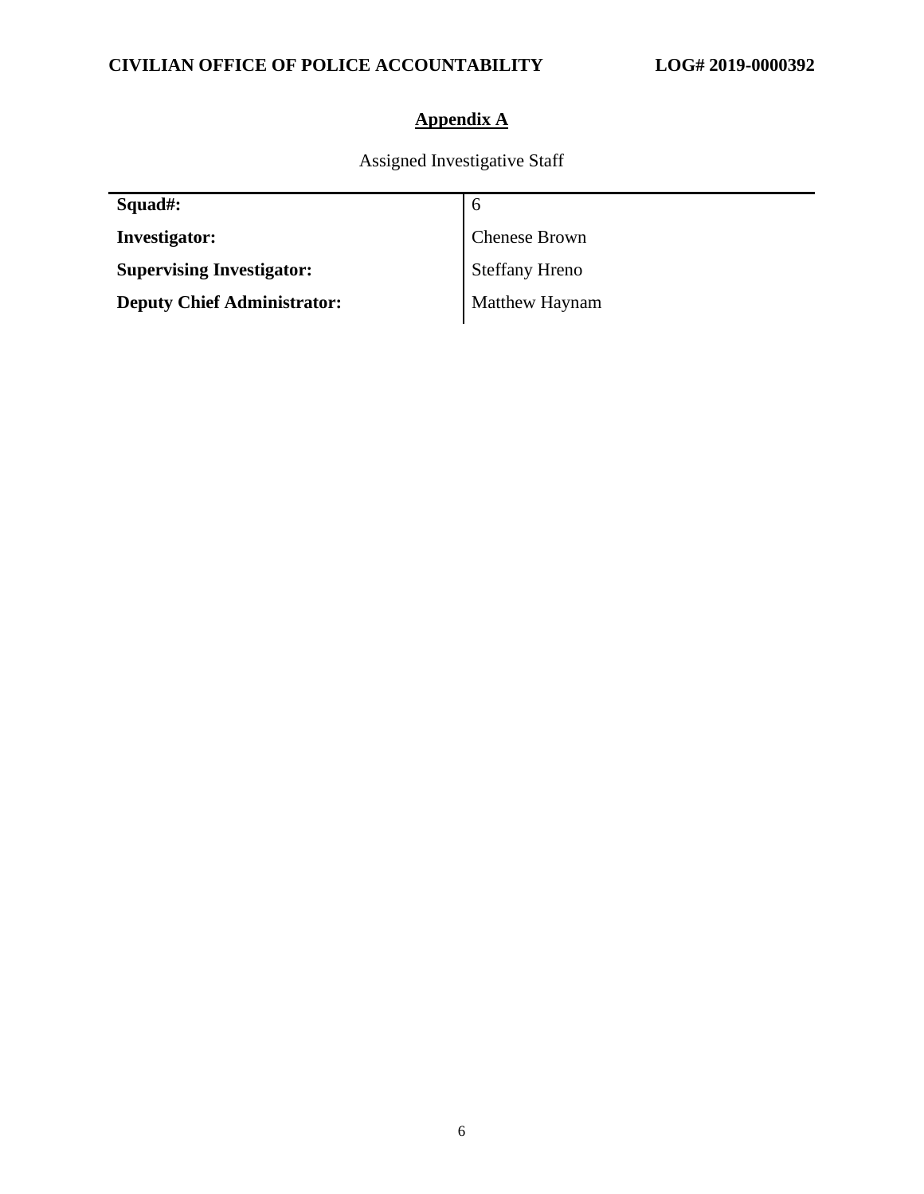## Appendix A

Assigned Investigative Staff

| | |
|---|---|
| **Squad#:** | 6 |
| **Investigator:** | Chenese Brown |
| **Supervising Investigator:** | Steffany Hreno |
| **Deputy Chief Administrator:** | Matthew Haynam |